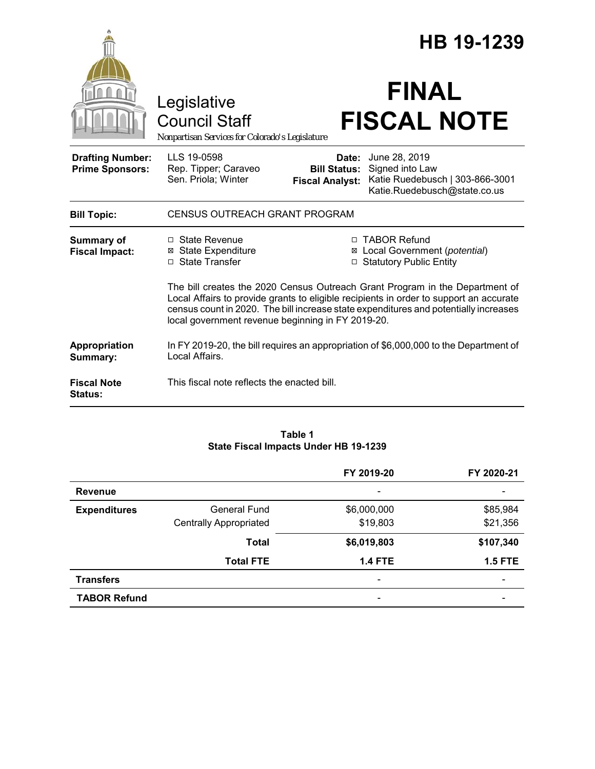# HB 19-1239

Legislative Council Staff

*Nonpartisan Services for Colorado's Legislature*

# FINAL FISCAL NOTE

| | | | |
|---|---|---|---|
| **Drafting Number:** | LLS 19-0598 | **Date:** | June 28, 2019 |
| **Prime Sponsors:** | Rep. Tipper; Caraveo<br>Sen. Priola; Winter | **Bill Status:** | Signed into Law |
| | | **Fiscal Analyst:** | Katie Ruedebusch \| 303-866-3001<br>Katie.Ruedebusch@state.co.us |

**Bill Topic:** CENSUS OUTREACH GRANT PROGRAM

**Summary of Fiscal Impact:**

- ☐ State Revenue
- ☒ State Expenditure
- ☐ State Transfer
- ☐ TABOR Refund
- ☒ Local Government (*potential*)
- ☐ Statutory Public Entity

The bill creates the 2020 Census Outreach Grant Program in the Department of Local Affairs to provide grants to eligible recipients in order to support an accurate census count in 2020. The bill increase state expenditures and potentially increases local government revenue beginning in FY 2019-20.

**Appropriation Summary:** In FY 2019-20, the bill requires an appropriation of $6,000,000 to the Department of Local Affairs.

**Fiscal Note Status:** This fiscal note reflects the enacted bill.

**Table 1**
**State Fiscal Impacts Under HB 19-1239**

| | | FY 2019-20 | FY 2020-21 |
|---|---|---|---|
| **Revenue** | | - | - |
| **Expenditures** | General Fund | $6,000,000 | $85,984 |
| | Centrally Appropriated | $19,803 | $21,356 |
| | **Total** | **$6,019,803** | **$107,340** |
| | **Total FTE** | **1.4 FTE** | **1.5 FTE** |
| **Transfers** | | - | - |
| **TABOR Refund** | | - | - |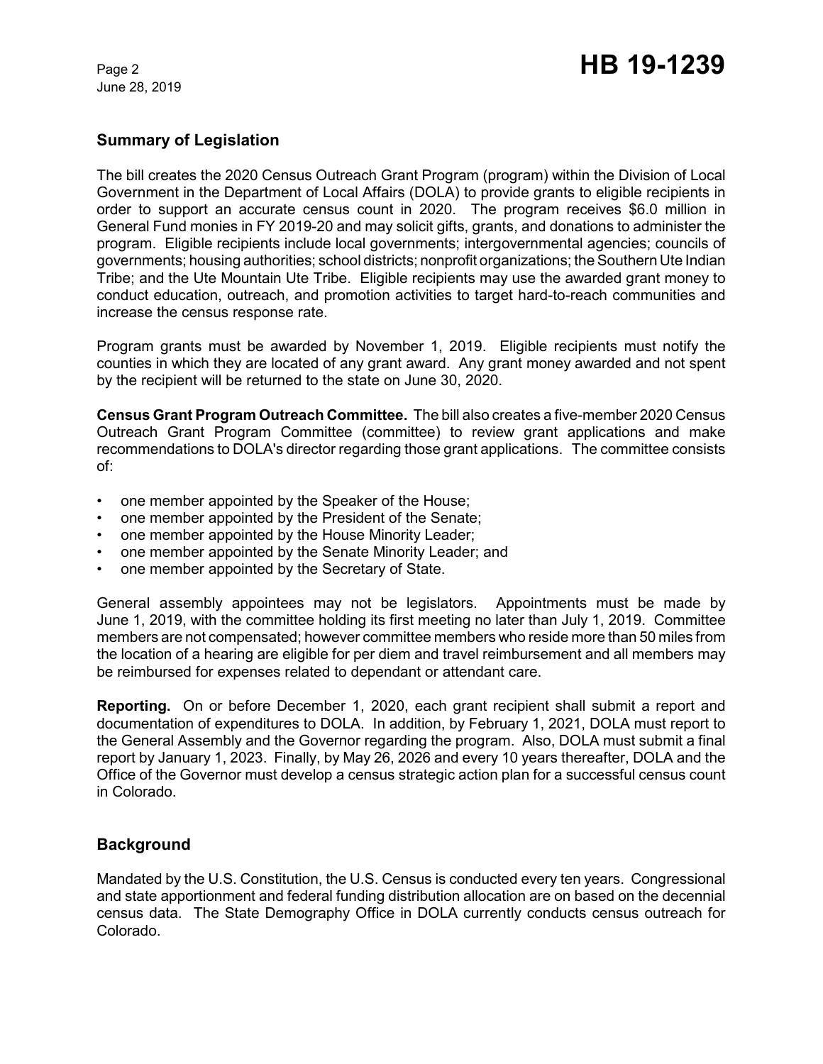## Summary of Legislation

The bill creates the 2020 Census Outreach Grant Program (program) within the Division of Local Government in the Department of Local Affairs (DOLA) to provide grants to eligible recipients in order to support an accurate census count in 2020. The program receives $6.0 million in General Fund monies in FY 2019-20 and may solicit gifts, grants, and donations to administer the program. Eligible recipients include local governments; intergovernmental agencies; councils of governments; housing authorities; school districts; nonprofit organizations; the Southern Ute Indian Tribe; and the Ute Mountain Ute Tribe. Eligible recipients may use the awarded grant money to conduct education, outreach, and promotion activities to target hard-to-reach communities and increase the census response rate.

Program grants must be awarded by November 1, 2019. Eligible recipients must notify the counties in which they are located of any grant award. Any grant money awarded and not spent by the recipient will be returned to the state on June 30, 2020.

**Census Grant Program Outreach Committee.** The bill also creates a five-member 2020 Census Outreach Grant Program Committee (committee) to review grant applications and make recommendations to DOLA's director regarding those grant applications. The committee consists of:

- one member appointed by the Speaker of the House;
- one member appointed by the President of the Senate;
- one member appointed by the House Minority Leader;
- one member appointed by the Senate Minority Leader; and
- one member appointed by the Secretary of State.

General assembly appointees may not be legislators. Appointments must be made by June 1, 2019, with the committee holding its first meeting no later than July 1, 2019. Committee members are not compensated; however committee members who reside more than 50 miles from the location of a hearing are eligible for per diem and travel reimbursement and all members may be reimbursed for expenses related to dependant or attendant care.

**Reporting.** On or before December 1, 2020, each grant recipient shall submit a report and documentation of expenditures to DOLA. In addition, by February 1, 2021, DOLA must report to the General Assembly and the Governor regarding the program. Also, DOLA must submit a final report by January 1, 2023. Finally, by May 26, 2026 and every 10 years thereafter, DOLA and the Office of the Governor must develop a census strategic action plan for a successful census count in Colorado.

## Background

Mandated by the U.S. Constitution, the U.S. Census is conducted every ten years. Congressional and state apportionment and federal funding distribution allocation are on based on the decennial census data. The State Demography Office in DOLA currently conducts census outreach for Colorado.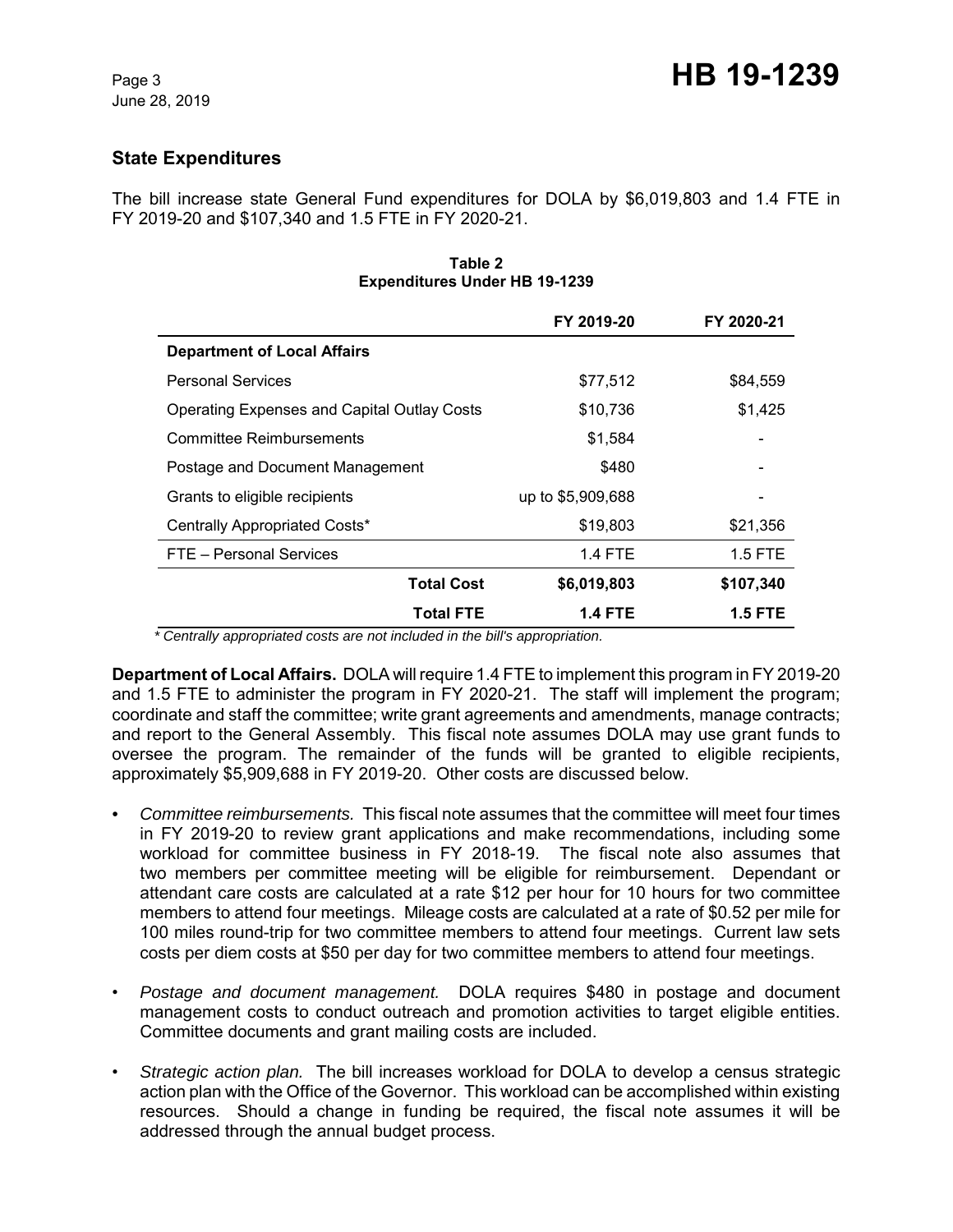## State Expenditures

The bill increase state General Fund expenditures for DOLA by $6,019,803 and 1.4 FTE in FY 2019-20 and $107,340 and 1.5 FTE in FY 2020-21.

**Table 2**
**Expenditures Under HB 19-1239**

| | FY 2019-20 | FY 2020-21 |
|---|---|---|
| **Department of Local Affairs** | | |
| Personal Services | $77,512 | $84,559 |
| Operating Expenses and Capital Outlay Costs | $10,736 | $1,425 |
| Committee Reimbursements | $1,584 | - |
| Postage and Document Management | $480 | - |
| Grants to eligible recipients | up to $5,909,688 | - |
| Centrally Appropriated Costs* | $19,803 | $21,356 |
| FTE – Personal Services | 1.4 FTE | 1.5 FTE |
| **Total Cost** | **$6,019,803** | **$107,340** |
| **Total FTE** | **1.4 FTE** | **1.5 FTE** |

*\* Centrally appropriated costs are not included in the bill's appropriation.*

**Department of Local Affairs.** DOLA will require 1.4 FTE to implement this program in FY 2019-20 and 1.5 FTE to administer the program in FY 2020-21. The staff will implement the program; coordinate and staff the committee; write grant agreements and amendments, manage contracts; and report to the General Assembly. This fiscal note assumes DOLA may use grant funds to oversee the program. The remainder of the funds will be granted to eligible recipients, approximately $5,909,688 in FY 2019-20. Other costs are discussed below.

- *Committee reimbursements.* This fiscal note assumes that the committee will meet four times in FY 2019-20 to review grant applications and make recommendations, including some workload for committee business in FY 2018-19. The fiscal note also assumes that two members per committee meeting will be eligible for reimbursement. Dependant or attendant care costs are calculated at a rate $12 per hour for 10 hours for two committee members to attend four meetings. Mileage costs are calculated at a rate of $0.52 per mile for 100 miles round-trip for two committee members to attend four meetings. Current law sets costs per diem costs at $50 per day for two committee members to attend four meetings.

- *Postage and document management.* DOLA requires $480 in postage and document management costs to conduct outreach and promotion activities to target eligible entities. Committee documents and grant mailing costs are included.

- *Strategic action plan.* The bill increases workload for DOLA to develop a census strategic action plan with the Office of the Governor. This workload can be accomplished within existing resources. Should a change in funding be required, the fiscal note assumes it will be addressed through the annual budget process.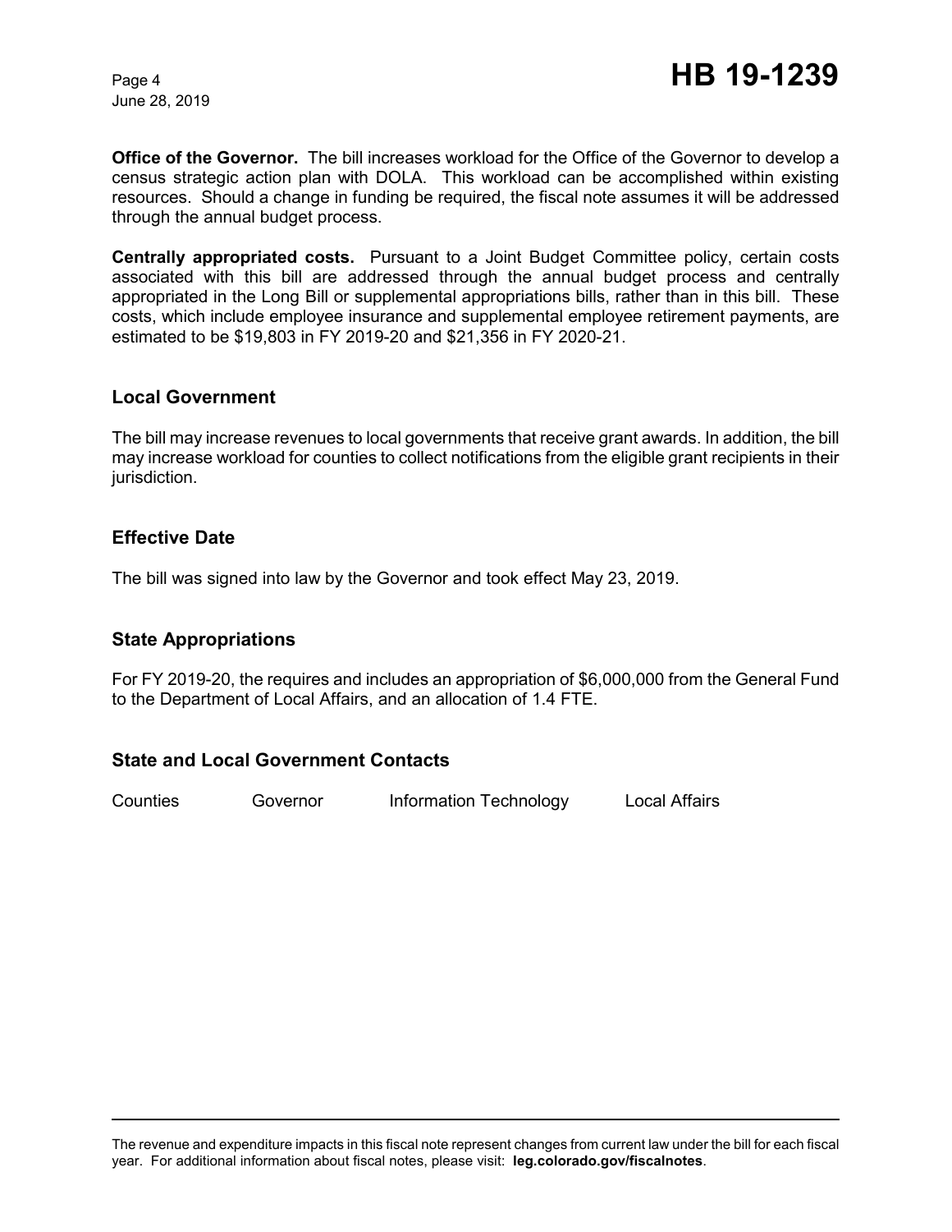**Office of the Governor.** The bill increases workload for the Office of the Governor to develop a census strategic action plan with DOLA. This workload can be accomplished within existing resources. Should a change in funding be required, the fiscal note assumes it will be addressed through the annual budget process.

**Centrally appropriated costs.** Pursuant to a Joint Budget Committee policy, certain costs associated with this bill are addressed through the annual budget process and centrally appropriated in the Long Bill or supplemental appropriations bills, rather than in this bill. These costs, which include employee insurance and supplemental employee retirement payments, are estimated to be $19,803 in FY 2019-20 and $21,356 in FY 2020-21.

## Local Government

The bill may increase revenues to local governments that receive grant awards. In addition, the bill may increase workload for counties to collect notifications from the eligible grant recipients in their jurisdiction.

## Effective Date

The bill was signed into law by the Governor and took effect May 23, 2019.

## State Appropriations

For FY 2019-20, the requires and includes an appropriation of $6,000,000 from the General Fund to the Department of Local Affairs, and an allocation of 1.4 FTE.

## State and Local Government Contacts

Counties    Governor    Information Technology    Local Affairs

The revenue and expenditure impacts in this fiscal note represent changes from current law under the bill for each fiscal year. For additional information about fiscal notes, please visit: **leg.colorado.gov/fiscalnotes**.